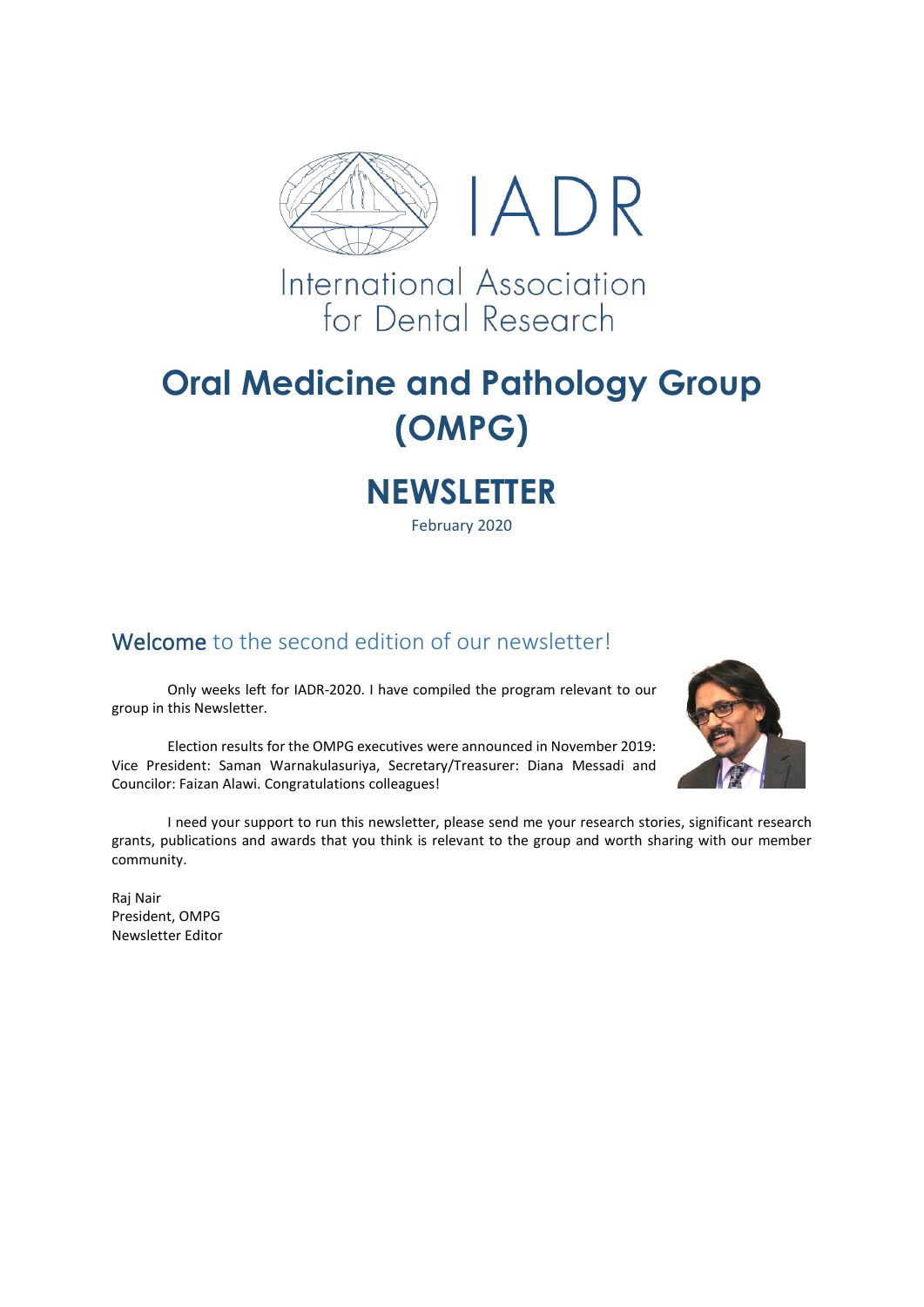IADR

International Association for Dental Research

# Oral Medicine and Pathology Group (OMPG)

# NEWSLETTER

February 2020

## Welcome to the second edition of our newsletter!

Only weeks left for IADR-2020. I have compiled the program relevant to our group in this Newsletter.

Election results for the OMPG executives were announced in November 2019: Vice President: Saman Warnakulasuriya, Secretary/Treasurer: Diana Messadi and Councilor: Faizan Alawi. Congratulations colleagues!

I need your support to run this newsletter, please send me your research stories, significant research grants, publications and awards that you think is relevant to the group and worth sharing with our member community.

Raj Nair
President, OMPG
Newsletter Editor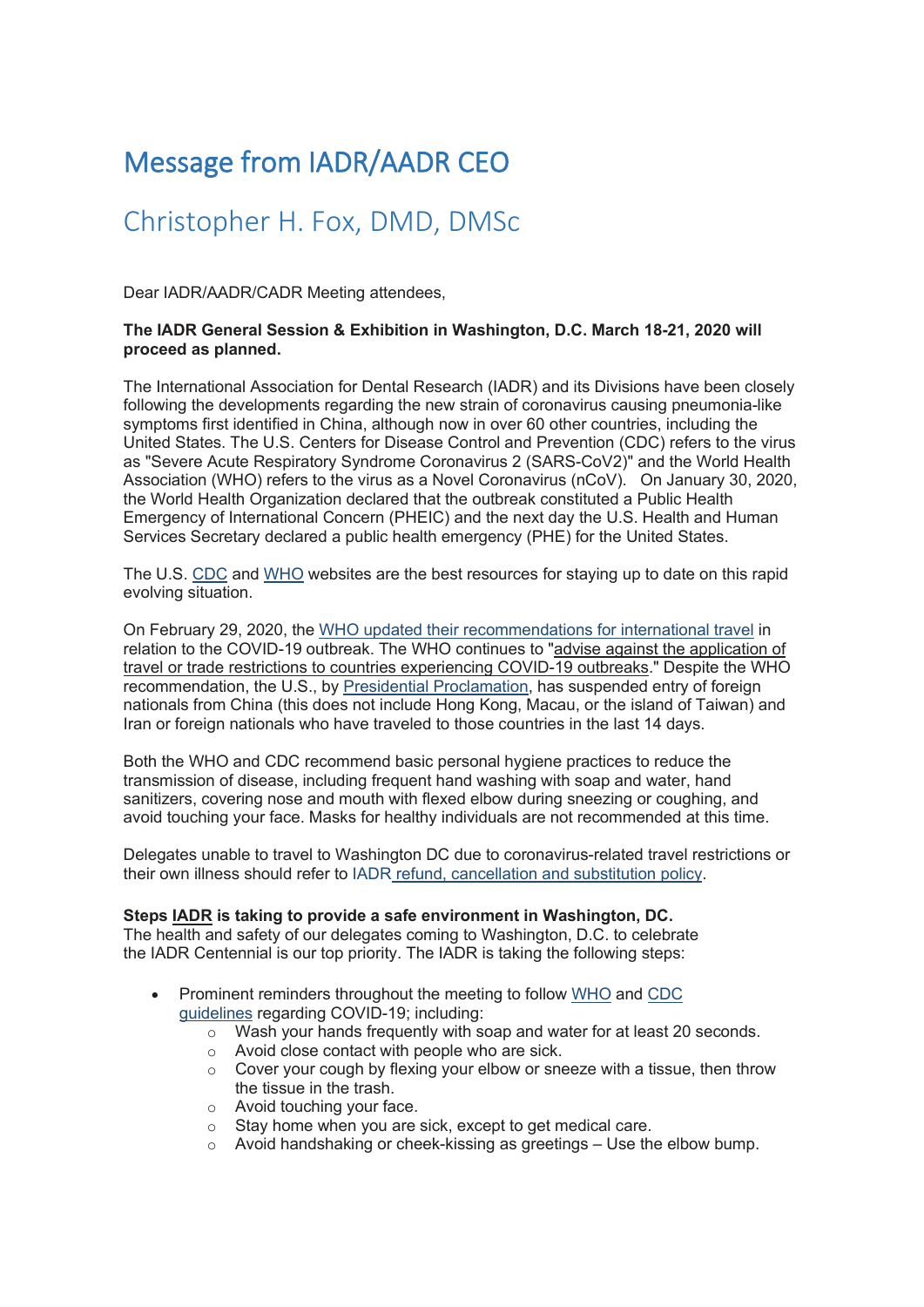# Message from IADR/AADR CEO

## Christopher H. Fox, DMD, DMSc

Dear IADR/AADR/CADR Meeting attendees,

**The IADR General Session & Exhibition in Washington, D.C. March 18-21, 2020 will proceed as planned.**

The International Association for Dental Research (IADR) and its Divisions have been closely following the developments regarding the new strain of coronavirus causing pneumonia-like symptoms first identified in China, although now in over 60 other countries, including the United States. The U.S. Centers for Disease Control and Prevention (CDC) refers to the virus as "Severe Acute Respiratory Syndrome Coronavirus 2 (SARS-CoV2)" and the World Health Association (WHO) refers to the virus as a Novel Coronavirus (nCoV). On January 30, 2020, the World Health Organization declared that the outbreak constituted a Public Health Emergency of International Concern (PHEIC) and the next day the U.S. Health and Human Services Secretary declared a public health emergency (PHE) for the United States.

The U.S. CDC and WHO websites are the best resources for staying up to date on this rapid evolving situation.

On February 29, 2020, the WHO updated their recommendations for international travel in relation to the COVID-19 outbreak. The WHO continues to "advise against the application of travel or trade restrictions to countries experiencing COVID-19 outbreaks." Despite the WHO recommendation, the U.S., by Presidential Proclamation, has suspended entry of foreign nationals from China (this does not include Hong Kong, Macau, or the island of Taiwan) and Iran or foreign nationals who have traveled to those countries in the last 14 days.

Both the WHO and CDC recommend basic personal hygiene practices to reduce the transmission of disease, including frequent hand washing with soap and water, hand sanitizers, covering nose and mouth with flexed elbow during sneezing or coughing, and avoid touching your face. Masks for healthy individuals are not recommended at this time.

Delegates unable to travel to Washington DC due to coronavirus-related travel restrictions or their own illness should refer to IADR refund, cancellation and substitution policy.

**Steps IADR is taking to provide a safe environment in Washington, DC.**
The health and safety of our delegates coming to Washington, D.C. to celebrate the IADR Centennial is our top priority. The IADR is taking the following steps:

- Prominent reminders throughout the meeting to follow WHO and CDC guidelines regarding COVID-19; including:
  - Wash your hands frequently with soap and water for at least 20 seconds.
  - Avoid close contact with people who are sick.
  - Cover your cough by flexing your elbow or sneeze with a tissue, then throw the tissue in the trash.
  - Avoid touching your face.
  - Stay home when you are sick, except to get medical care.
  - Avoid handshaking or cheek-kissing as greetings – Use the elbow bump.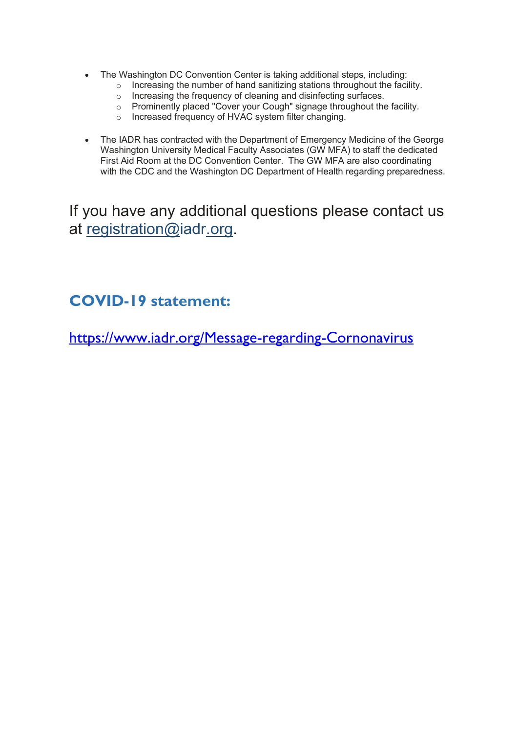- The Washington DC Convention Center is taking additional steps, including:
    - Increasing the number of hand sanitizing stations throughout the facility.
    - Increasing the frequency of cleaning and disinfecting surfaces.
    - Prominently placed "Cover your Cough" signage throughout the facility.
    - Increased frequency of HVAC system filter changing.

- The IADR has contracted with the Department of Emergency Medicine of the George Washington University Medical Faculty Associates (GW MFA) to staff the dedicated First Aid Room at the DC Convention Center. The GW MFA are also coordinating with the CDC and the Washington DC Department of Health regarding preparedness.

If you have any additional questions please contact us at registration@iadr.org.

## COVID-19 statement:

https://www.iadr.org/Message-regarding-Cornonavirus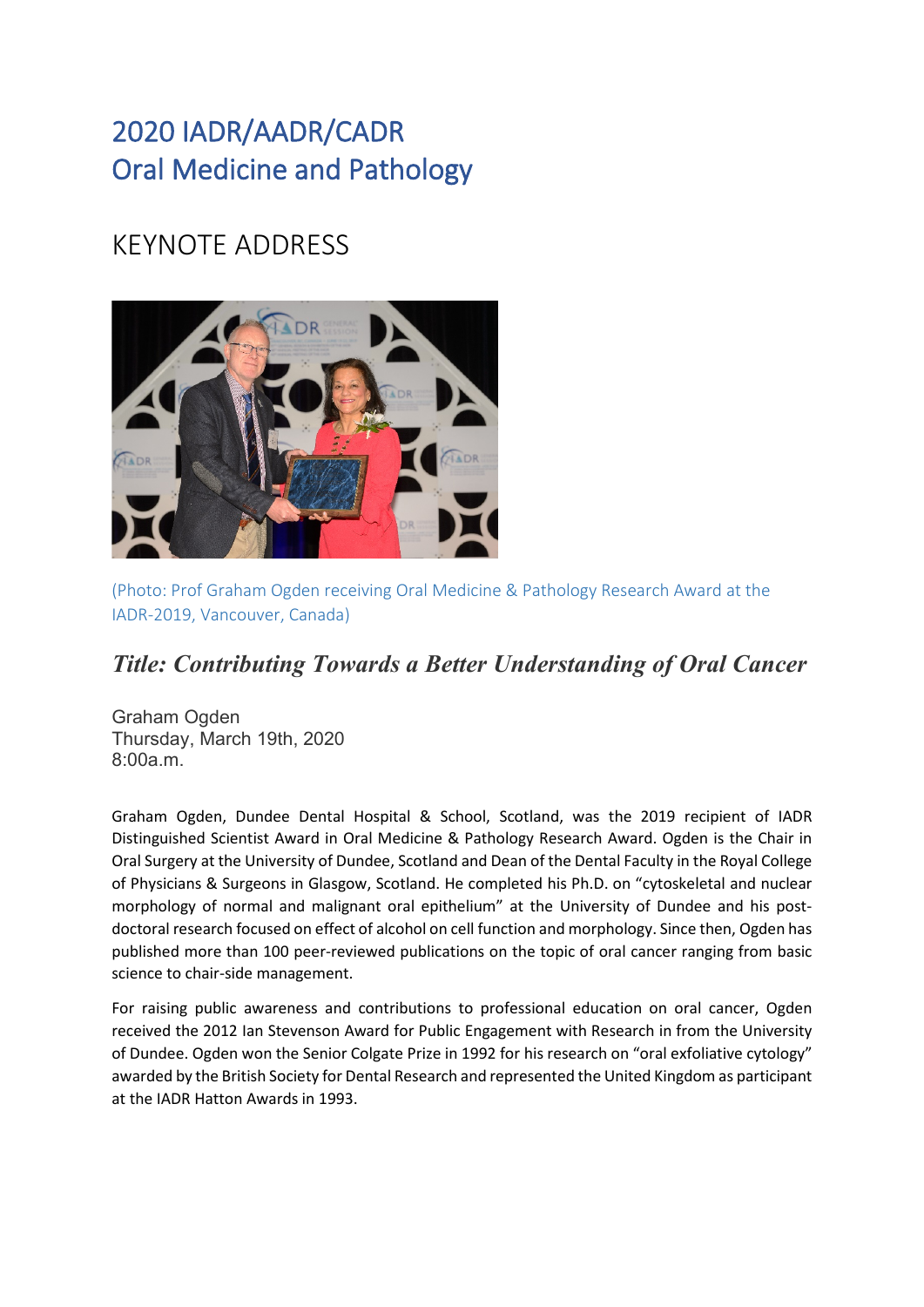# 2020 IADR/AADR/CADR
# Oral Medicine and Pathology

## KEYNOTE ADDRESS

(Photo: Prof Graham Ogden receiving Oral Medicine & Pathology Research Award at the IADR-2019, Vancouver, Canada)

### *Title: Contributing Towards a Better Understanding of Oral Cancer*

Graham Ogden
Thursday, March 19th, 2020
8:00a.m.

Graham Ogden, Dundee Dental Hospital & School, Scotland, was the 2019 recipient of IADR Distinguished Scientist Award in Oral Medicine & Pathology Research Award. Ogden is the Chair in Oral Surgery at the University of Dundee, Scotland and Dean of the Dental Faculty in the Royal College of Physicians & Surgeons in Glasgow, Scotland. He completed his Ph.D. on "cytoskeletal and nuclear morphology of normal and malignant oral epithelium" at the University of Dundee and his post-doctoral research focused on effect of alcohol on cell function and morphology. Since then, Ogden has published more than 100 peer-reviewed publications on the topic of oral cancer ranging from basic science to chair-side management.

For raising public awareness and contributions to professional education on oral cancer, Ogden received the 2012 Ian Stevenson Award for Public Engagement with Research in from the University of Dundee. Ogden won the Senior Colgate Prize in 1992 for his research on "oral exfoliative cytology" awarded by the British Society for Dental Research and represented the United Kingdom as participant at the IADR Hatton Awards in 1993.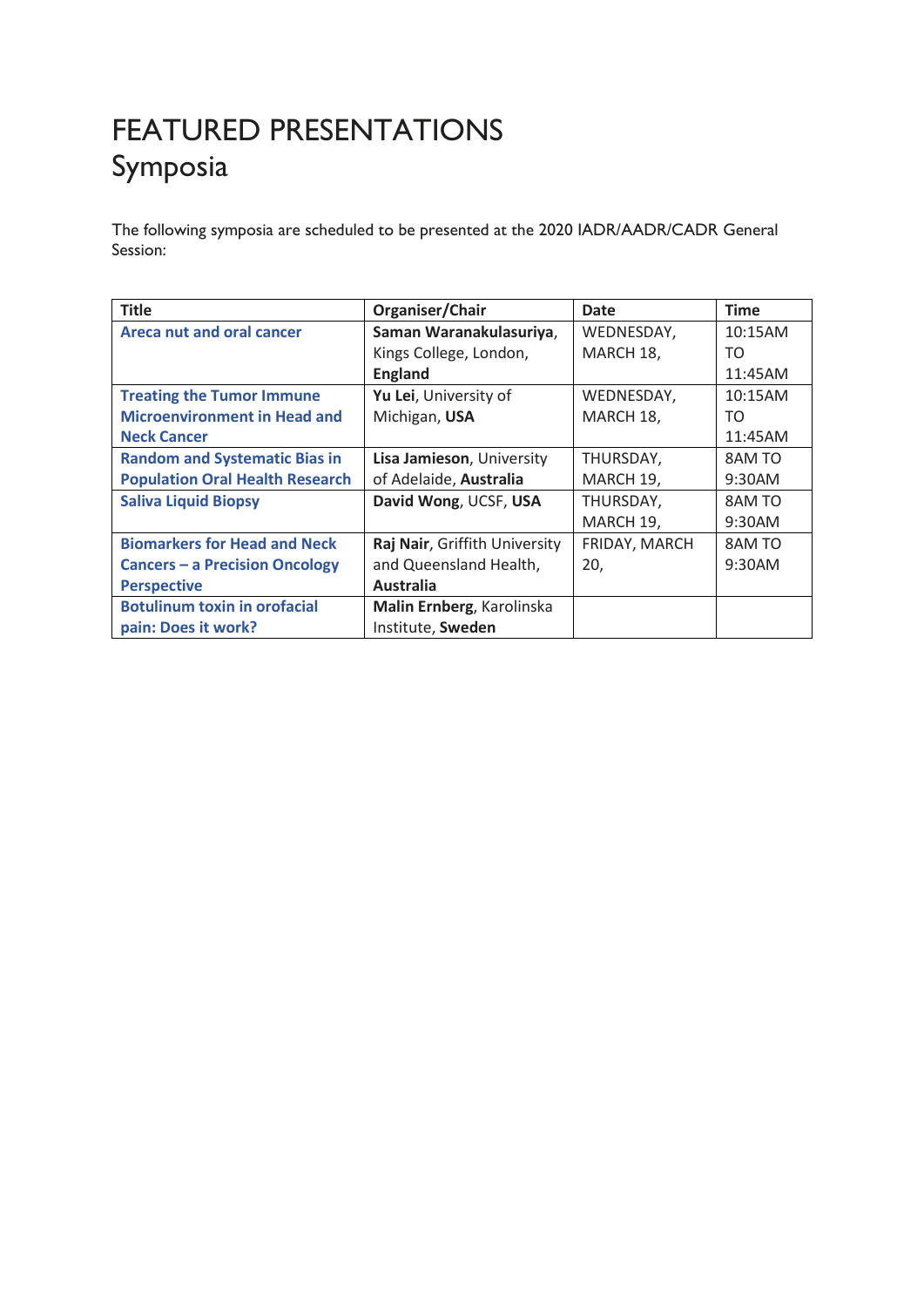# FEATURED PRESENTATIONS

## Symposia

The following symposia are scheduled to be presented at the 2020 IADR/AADR/CADR General Session:

| Title | Organiser/Chair | Date | Time |
|---|---|---|---|
| **Areca nut and oral cancer** | **Saman Waranakulasuriya**, Kings College, London, **England** | WEDNESDAY, MARCH 18, | 10:15AM TO 11:45AM |
| **Treating the Tumor Immune Microenvironment in Head and Neck Cancer** | **Yu Lei**, University of Michigan, **USA** | WEDNESDAY, MARCH 18, | 10:15AM TO 11:45AM |
| **Random and Systematic Bias in Population Oral Health Research** | **Lisa Jamieson**, University of Adelaide, **Australia** | THURSDAY, MARCH 19, | 8AM TO 9:30AM |
| **Saliva Liquid Biopsy** | **David Wong**, UCSF, **USA** | THURSDAY, MARCH 19, | 8AM TO 9:30AM |
| **Biomarkers for Head and Neck Cancers – a Precision Oncology Perspective** | **Raj Nair**, Griffith University and Queensland Health, **Australia** | FRIDAY, MARCH 20, | 8AM TO 9:30AM |
| **Botulinum toxin in orofacial pain: Does it work?** | **Malin Ernberg**, Karolinska Institute, **Sweden** | | |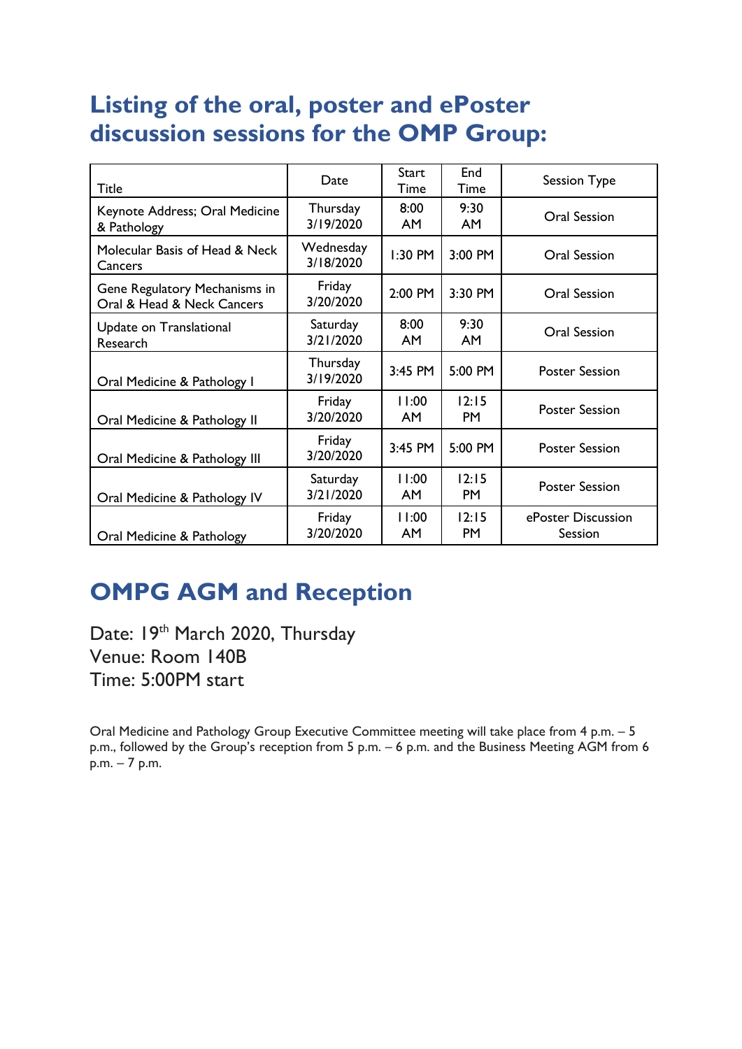## Listing of the oral, poster and ePoster discussion sessions for the OMP Group:

| Title | Date | Start Time | End Time | Session Type |
|---|---|---|---|---|
| Keynote Address; Oral Medicine & Pathology | Thursday 3/19/2020 | 8:00 AM | 9:30 AM | Oral Session |
| Molecular Basis of Head & Neck Cancers | Wednesday 3/18/2020 | 1:30 PM | 3:00 PM | Oral Session |
| Gene Regulatory Mechanisms in Oral & Head & Neck Cancers | Friday 3/20/2020 | 2:00 PM | 3:30 PM | Oral Session |
| Update on Translational Research | Saturday 3/21/2020 | 8:00 AM | 9:30 AM | Oral Session |
| Oral Medicine & Pathology I | Thursday 3/19/2020 | 3:45 PM | 5:00 PM | Poster Session |
| Oral Medicine & Pathology II | Friday 3/20/2020 | 11:00 AM | 12:15 PM | Poster Session |
| Oral Medicine & Pathology III | Friday 3/20/2020 | 3:45 PM | 5:00 PM | Poster Session |
| Oral Medicine & Pathology IV | Saturday 3/21/2020 | 11:00 AM | 12:15 PM | Poster Session |
| Oral Medicine & Pathology | Friday 3/20/2020 | 11:00 AM | 12:15 PM | ePoster Discussion Session |

## OMPG AGM and Reception

Date: 19th March 2020, Thursday
Venue: Room 140B
Time: 5:00PM start

Oral Medicine and Pathology Group Executive Committee meeting will take place from 4 p.m. – 5 p.m., followed by the Group's reception from 5 p.m. – 6 p.m. and the Business Meeting AGM from 6 p.m. – 7 p.m.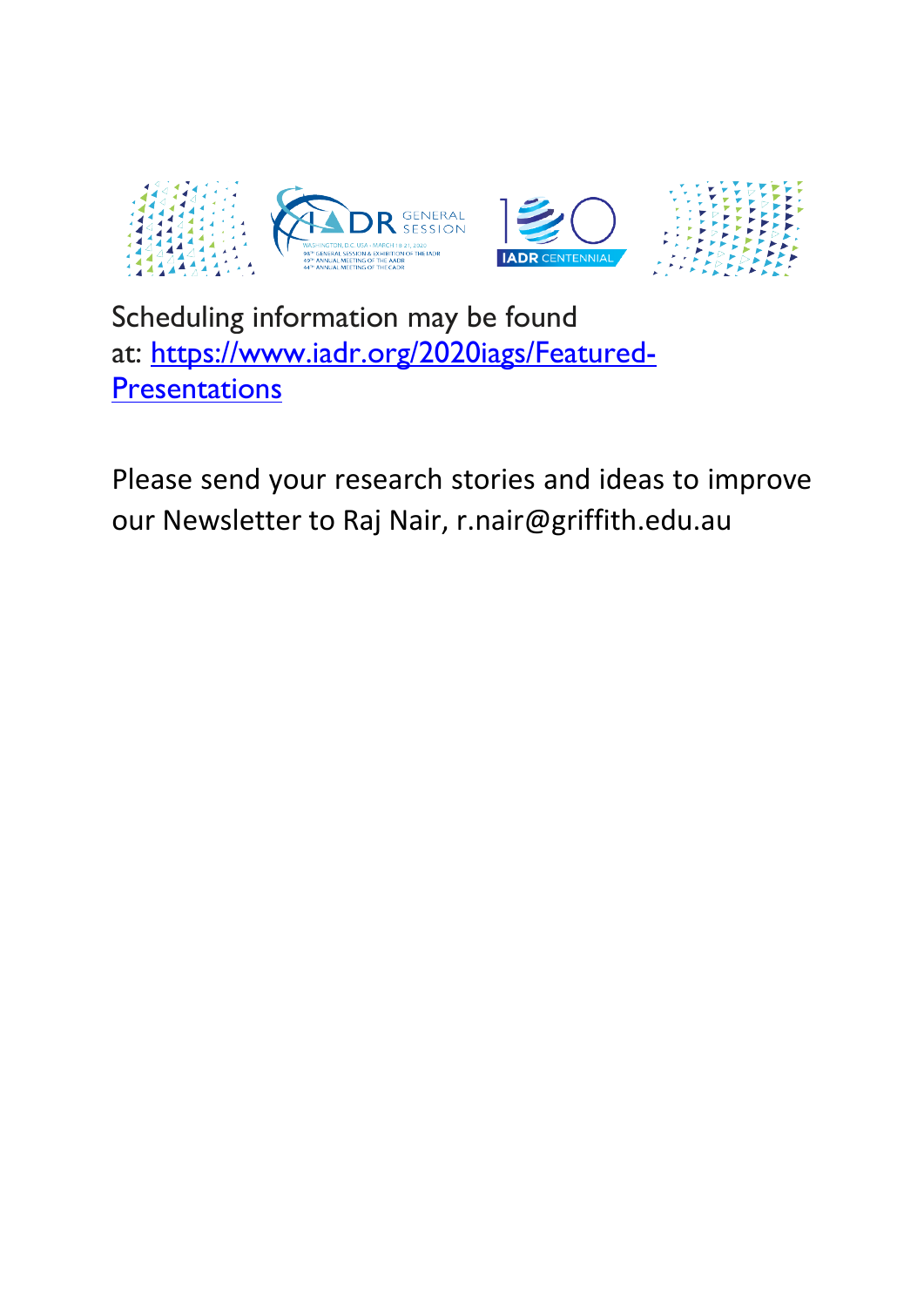Scheduling information may be found at: [https://www.iadr.org/2020iags/Featured-Presentations](https://www.iadr.org/2020iags/Featured-Presentations)

Please send your research stories and ideas to improve our Newsletter to Raj Nair, r.nair@griffith.edu.au